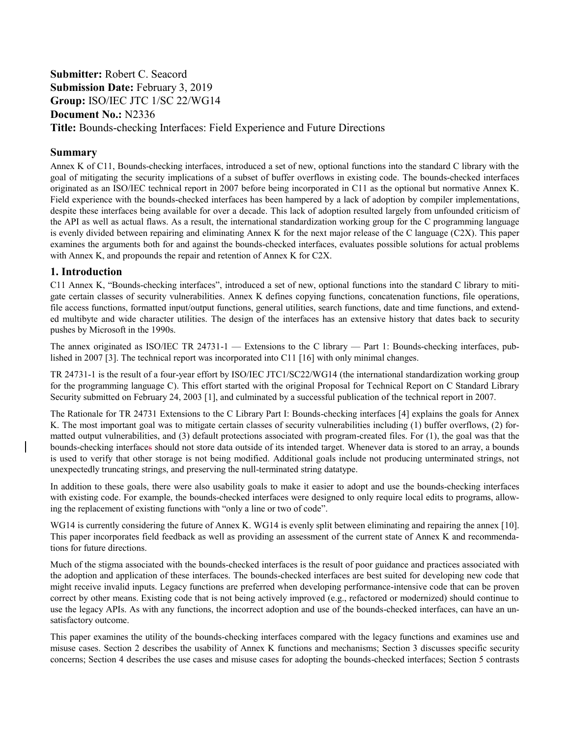**Submitter:** Robert C. Seacord
**Submission Date:** February 3, 2019
**Group:** ISO/IEC JTC 1/SC 22/WG14
**Document No.:** N2336
**Title:** Bounds-checking Interfaces: Field Experience and Future Directions

## Summary

Annex K of C11, Bounds-checking interfaces, introduced a set of new, optional functions into the standard C library with the goal of mitigating the security implications of a subset of buffer overflows in existing code. The bounds-checked interfaces originated as an ISO/IEC technical report in 2007 before being incorporated in C11 as the optional but normative Annex K. Field experience with the bounds-checked interfaces has been hampered by a lack of adoption by compiler implementations, despite these interfaces being available for over a decade. This lack of adoption resulted largely from unfounded criticism of the API as well as actual flaws. As a result, the international standardization working group for the C programming language is evenly divided between repairing and eliminating Annex K for the next major release of the C language (C2X). This paper examines the arguments both for and against the bounds-checked interfaces, evaluates possible solutions for actual problems with Annex K, and propounds the repair and retention of Annex K for C2X.

## 1. Introduction

C11 Annex K, "Bounds-checking interfaces", introduced a set of new, optional functions into the standard C library to mitigate certain classes of security vulnerabilities. Annex K defines copying functions, concatenation functions, file operations, file access functions, formatted input/output functions, general utilities, search functions, date and time functions, and extended multibyte and wide character utilities. The design of the interfaces has an extensive history that dates back to security pushes by Microsoft in the 1990s.

The annex originated as ISO/IEC TR 24731-1 — Extensions to the C library — Part 1: Bounds-checking interfaces, published in 2007 [3]. The technical report was incorporated into C11 [16] with only minimal changes.

TR 24731-1 is the result of a four-year effort by ISO/IEC JTC1/SC22/WG14 (the international standardization working group for the programming language C). This effort started with the original Proposal for Technical Report on C Standard Library Security submitted on February 24, 2003 [1], and culminated by a successful publication of the technical report in 2007.

The Rationale for TR 24731 Extensions to the C Library Part I: Bounds-checking interfaces [4] explains the goals for Annex K. The most important goal was to mitigate certain classes of security vulnerabilities including (1) buffer overflows, (2) formatted output vulnerabilities, and (3) default protections associated with program-created files. For (1), the goal was that the bounds-checking interface should not store data outside of its intended target. Whenever data is stored to an array, a bounds is used to verify that other storage is not being modified. Additional goals include not producing unterminated strings, not unexpectedly truncating strings, and preserving the null-terminated string datatype.

In addition to these goals, there were also usability goals to make it easier to adopt and use the bounds-checking interfaces with existing code. For example, the bounds-checked interfaces were designed to only require local edits to programs, allowing the replacement of existing functions with "only a line or two of code".

WG14 is currently considering the future of Annex K. WG14 is evenly split between eliminating and repairing the annex [10]. This paper incorporates field feedback as well as providing an assessment of the current state of Annex K and recommendations for future directions.

Much of the stigma associated with the bounds-checked interfaces is the result of poor guidance and practices associated with the adoption and application of these interfaces. The bounds-checked interfaces are best suited for developing new code that might receive invalid inputs. Legacy functions are preferred when developing performance-intensive code that can be proven correct by other means. Existing code that is not being actively improved (e.g., refactored or modernized) should continue to use the legacy APIs. As with any functions, the incorrect adoption and use of the bounds-checked interfaces, can have an unsatisfactory outcome.

This paper examines the utility of the bounds-checking interfaces compared with the legacy functions and examines use and misuse cases. Section 2 describes the usability of Annex K functions and mechanisms; Section 3 discusses specific security concerns; Section 4 describes the use cases and misuse cases for adopting the bounds-checked interfaces; Section 5 contrasts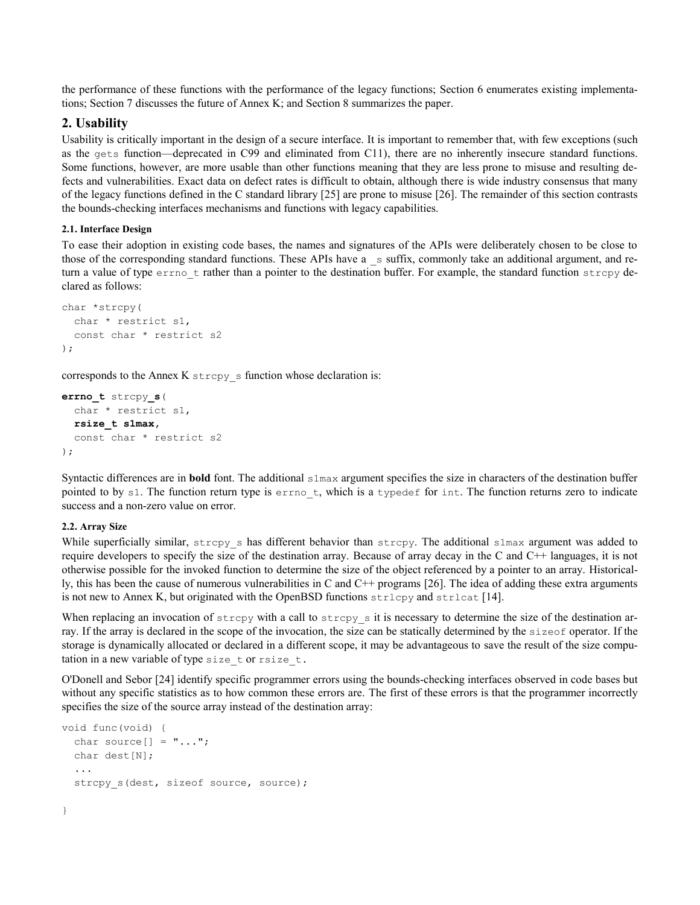the performance of these functions with the performance of the legacy functions; Section 6 enumerates existing implementations; Section 7 discusses the future of Annex K; and Section 8 summarizes the paper.

## 2. Usability

Usability is critically important in the design of a secure interface. It is important to remember that, with few exceptions (such as the `gets` function—deprecated in C99 and eliminated from C11), there are no inherently insecure standard functions. Some functions, however, are more usable than other functions meaning that they are less prone to misuse and resulting defects and vulnerabilities. Exact data on defect rates is difficult to obtain, although there is wide industry consensus that many of the legacy functions defined in the C standard library [25] are prone to misuse [26]. The remainder of this section contrasts the bounds-checking interfaces mechanisms and functions with legacy capabilities.

#### 2.1. Interface Design

To ease their adoption in existing code bases, the names and signatures of the APIs were deliberately chosen to be close to those of the corresponding standard functions. These APIs have a `_s` suffix, commonly take an additional argument, and return a value of type `errno_t` rather than a pointer to the destination buffer. For example, the standard function `strcpy` declared as follows:

```
char *strcpy(
  char * restrict s1,
  const char * restrict s2
);
```

corresponds to the Annex K `strcpy_s` function whose declaration is:

```
errno_t strcpy_s(
  char * restrict s1,
  rsize_t s1max,
  const char * restrict s2
);
```

Syntactic differences are in **bold** font. The additional `s1max` argument specifies the size in characters of the destination buffer pointed to by `s1`. The function return type is `errno_t`, which is a `typedef` for `int`. The function returns zero to indicate success and a non-zero value on error.

#### 2.2. Array Size

While superficially similar, `strcpy_s` has different behavior than `strcpy`. The additional `s1max` argument was added to require developers to specify the size of the destination array. Because of array decay in the C and C++ languages, it is not otherwise possible for the invoked function to determine the size of the object referenced by a pointer to an array. Historically, this has been the cause of numerous vulnerabilities in C and C++ programs [26]. The idea of adding these extra arguments is not new to Annex K, but originated with the OpenBSD functions `strlcpy` and `strlcat` [14].

When replacing an invocation of `strcpy` with a call to `strcpy_s` it is necessary to determine the size of the destination array. If the array is declared in the scope of the invocation, the size can be statically determined by the `sizeof` operator. If the storage is dynamically allocated or declared in a different scope, it may be advantageous to save the result of the size computation in a new variable of type `size_t` or `rsize_t`.

O'Donell and Sebor [24] identify specific programmer errors using the bounds-checking interfaces observed in code bases but without any specific statistics as to how common these errors are. The first of these errors is that the programmer incorrectly specifies the size of the source array instead of the destination array:

```
void func(void) {
  char source[] = "...";
  char dest[N];
  ...
  strcpy_s(dest, sizeof source, source);

}
```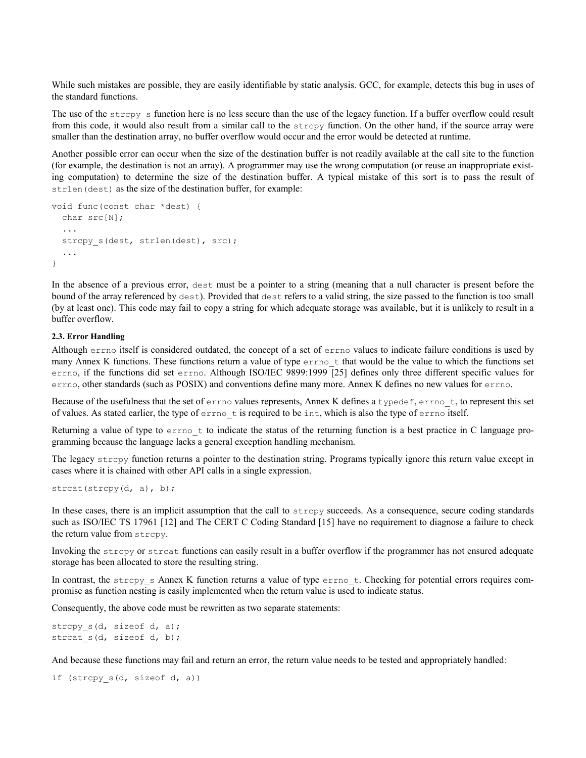While such mistakes are possible, they are easily identifiable by static analysis. GCC, for example, detects this bug in uses of the standard functions.

The use of the `strcpy_s` function here is no less secure than the use of the legacy function. If a buffer overflow could result from this code, it would also result from a similar call to the `strcpy` function. On the other hand, if the source array were smaller than the destination array, no buffer overflow would occur and the error would be detected at runtime.

Another possible error can occur when the size of the destination buffer is not readily available at the call site to the function (for example, the destination is not an array). A programmer may use the wrong computation (or reuse an inappropriate existing computation) to determine the size of the destination buffer. A typical mistake of this sort is to pass the result of `strlen(dest)` as the size of the destination buffer, for example:

```
void func(const char *dest) {
  char src[N];
  ...
  strcpy_s(dest, strlen(dest), src);
  ...
}
```

In the absence of a previous error, `dest` must be a pointer to a string (meaning that a null character is present before the bound of the array referenced by `dest`). Provided that `dest` refers to a valid string, the size passed to the function is too small (by at least one). This code may fail to copy a string for which adequate storage was available, but it is unlikely to result in a buffer overflow.

#### 2.3. Error Handling

Although `errno` itself is considered outdated, the concept of a set of `errno` values to indicate failure conditions is used by many Annex K functions. These functions return a value of type `errno_t` that would be the value to which the functions set `errno`, if the functions did set `errno`. Although ISO/IEC 9899:1999 [25] defines only three different specific values for `errno`, other standards (such as POSIX) and conventions define many more. Annex K defines no new values for `errno`.

Because of the usefulness that the set of `errno` values represents, Annex K defines a `typedef`, `errno_t`, to represent this set of values. As stated earlier, the type of `errno_t` is required to be `int`, which is also the type of `errno` itself.

Returning a value of type to `errno_t` to indicate the status of the returning function is a best practice in C language programming because the language lacks a general exception handling mechanism.

The legacy `strcpy` function returns a pointer to the destination string. Programs typically ignore this return value except in cases where it is chained with other API calls in a single expression.

```
strcat(strcpy(d, a), b);
```

In these cases, there is an implicit assumption that the call to `strcpy` succeeds. As a consequence, secure coding standards such as ISO/IEC TS 17961 [12] and The CERT C Coding Standard [15] have no requirement to diagnose a failure to check the return value from `strcpy`.

Invoking the `strcpy` or `strcat` functions can easily result in a buffer overflow if the programmer has not ensured adequate storage has been allocated to store the resulting string.

In contrast, the `strcpy_s` Annex K function returns a value of type `errno_t`. Checking for potential errors requires compromise as function nesting is easily implemented when the return value is used to indicate status.

Consequently, the above code must be rewritten as two separate statements:

```
strcpy_s(d, sizeof d, a);
strcat_s(d, sizeof d, b);
```

And because these functions may fail and return an error, the return value needs to be tested and appropriately handled:

```
if (strcpy_s(d, sizeof d, a))
```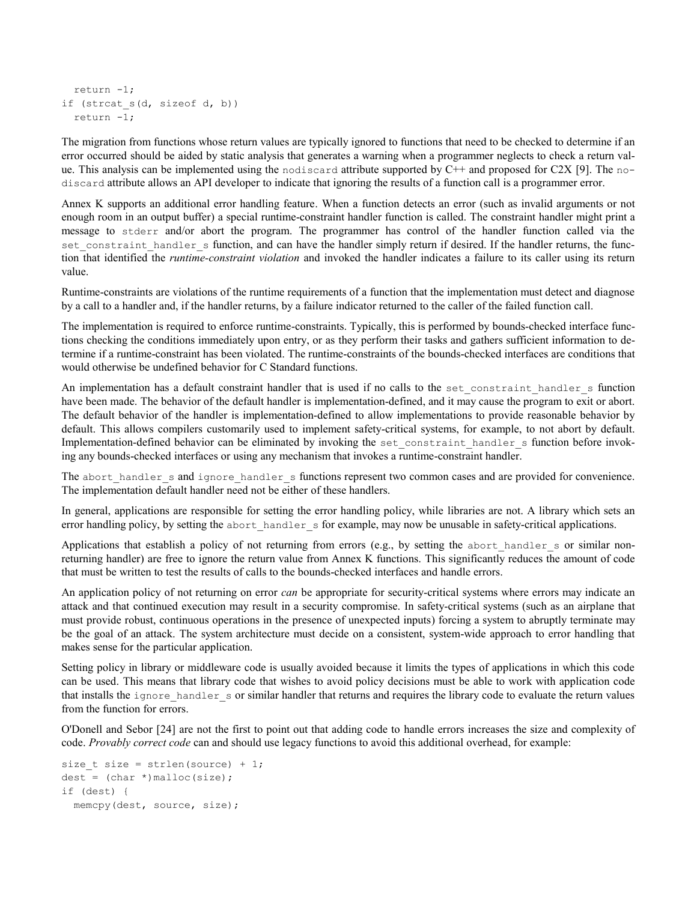```
  return -1;
if (strcat_s(d, sizeof d, b))
  return -1;
```

The migration from functions whose return values are typically ignored to functions that need to be checked to determine if an error occurred should be aided by static analysis that generates a warning when a programmer neglects to check a return value. This analysis can be implemented using the `nodiscard` attribute supported by C++ and proposed for C2X [9]. The `nodiscard` attribute allows an API developer to indicate that ignoring the results of a function call is a programmer error.

Annex K supports an additional error handling feature. When a function detects an error (such as invalid arguments or not enough room in an output buffer) a special runtime-constraint handler function is called. The constraint handler might print a message to `stderr` and/or abort the program. The programmer has control of the handler function called via the `set_constraint_handler_s` function, and can have the handler simply return if desired. If the handler returns, the function that identified the *runtime-constraint violation* and invoked the handler indicates a failure to its caller using its return value.

Runtime-constraints are violations of the runtime requirements of a function that the implementation must detect and diagnose by a call to a handler and, if the handler returns, by a failure indicator returned to the caller of the failed function call.

The implementation is required to enforce runtime-constraints. Typically, this is performed by bounds-checked interface functions checking the conditions immediately upon entry, or as they perform their tasks and gathers sufficient information to determine if a runtime-constraint has been violated. The runtime-constraints of the bounds-checked interfaces are conditions that would otherwise be undefined behavior for C Standard functions.

An implementation has a default constraint handler that is used if no calls to the `set_constraint_handler_s` function have been made. The behavior of the default handler is implementation-defined, and it may cause the program to exit or abort. The default behavior of the handler is implementation-defined to allow implementations to provide reasonable behavior by default. This allows compilers customarily used to implement safety-critical systems, for example, to not abort by default. Implementation-defined behavior can be eliminated by invoking the `set_constraint_handler_s` function before invoking any bounds-checked interfaces or using any mechanism that invokes a runtime-constraint handler.

The `abort_handler_s` and `ignore_handler_s` functions represent two common cases and are provided for convenience. The implementation default handler need not be either of these handlers.

In general, applications are responsible for setting the error handling policy, while libraries are not. A library which sets an error handling policy, by setting the `abort_handler_s` for example, may now be unusable in safety-critical applications.

Applications that establish a policy of not returning from errors (e.g., by setting the `abort_handler_s` or similar non-returning handler) are free to ignore the return value from Annex K functions. This significantly reduces the amount of code that must be written to test the results of calls to the bounds-checked interfaces and handle errors.

An application policy of not returning on error *can* be appropriate for security-critical systems where errors may indicate an attack and that continued execution may result in a security compromise. In safety-critical systems (such as an airplane that must provide robust, continuous operations in the presence of unexpected inputs) forcing a system to abruptly terminate may be the goal of an attack. The system architecture must decide on a consistent, system-wide approach to error handling that makes sense for the particular application.

Setting policy in library or middleware code is usually avoided because it limits the types of applications in which this code can be used. This means that library code that wishes to avoid policy decisions must be able to work with application code that installs the `ignore_handler_s` or similar handler that returns and requires the library code to evaluate the return values from the function for errors.

O'Donell and Sebor [24] are not the first to point out that adding code to handle errors increases the size and complexity of code. *Provably correct code* can and should use legacy functions to avoid this additional overhead, for example:

```
size_t size = strlen(source) + 1;
dest = (char *)malloc(size);
if (dest) {
  memcpy(dest, source, size);
```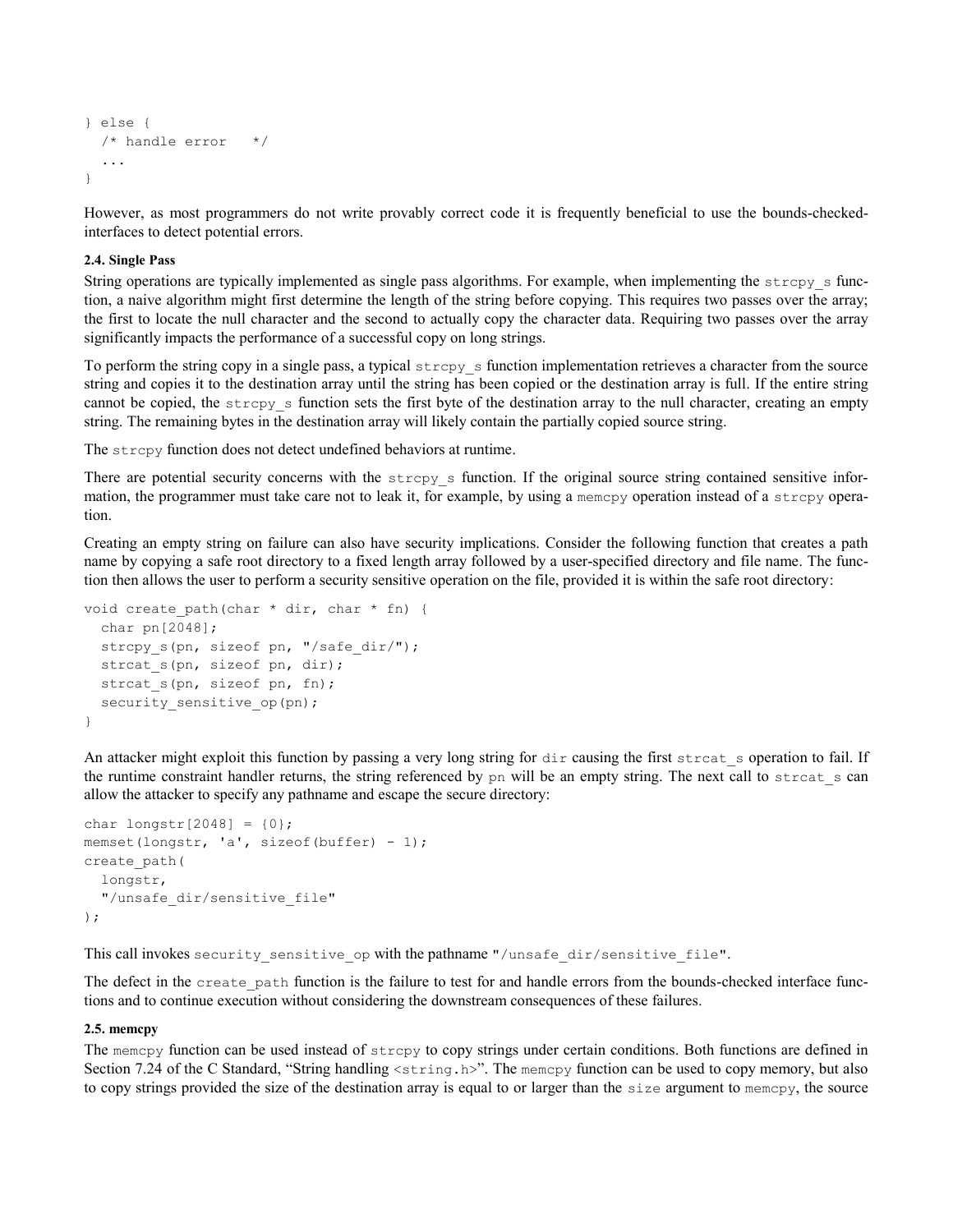```
} else {
  /* handle error   */
  ...
}
```

However, as most programmers do not write provably correct code it is frequently beneficial to use the bounds-checked-interfaces to detect potential errors.

#### 2.4. Single Pass

String operations are typically implemented as single pass algorithms. For example, when implementing the `strcpy_s` function, a naive algorithm might first determine the length of the string before copying. This requires two passes over the array; the first to locate the null character and the second to actually copy the character data. Requiring two passes over the array significantly impacts the performance of a successful copy on long strings.

To perform the string copy in a single pass, a typical `strcpy_s` function implementation retrieves a character from the source string and copies it to the destination array until the string has been copied or the destination array is full. If the entire string cannot be copied, the `strcpy_s` function sets the first byte of the destination array to the null character, creating an empty string. The remaining bytes in the destination array will likely contain the partially copied source string.

The `strcpy` function does not detect undefined behaviors at runtime.

There are potential security concerns with the `strcpy_s` function. If the original source string contained sensitive information, the programmer must take care not to leak it, for example, by using a `memcpy` operation instead of a `strcpy` operation.

Creating an empty string on failure can also have security implications. Consider the following function that creates a path name by copying a safe root directory to a fixed length array followed by a user-specified directory and file name. The function then allows the user to perform a security sensitive operation on the file, provided it is within the safe root directory:

```
void create_path(char * dir, char * fn) {
  char pn[2048];
  strcpy_s(pn, sizeof pn, "/safe_dir/");
  strcat_s(pn, sizeof pn, dir);
  strcat_s(pn, sizeof pn, fn);
  security_sensitive_op(pn);
}
```

An attacker might exploit this function by passing a very long string for `dir` causing the first `strcat_s` operation to fail. If the runtime constraint handler returns, the string referenced by `pn` will be an empty string. The next call to `strcat_s` can allow the attacker to specify any pathname and escape the secure directory:

```
char longstr[2048] = {0};
memset(longstr, 'a', sizeof(buffer) - 1);
create_path(
  longstr,
  "/unsafe_dir/sensitive_file"
);
```

This call invokes `security_sensitive_op` with the pathname `"/unsafe_dir/sensitive_file"`.

The defect in the `create_path` function is the failure to test for and handle errors from the bounds-checked interface functions and to continue execution without considering the downstream consequences of these failures.

#### 2.5. memcpy

The `memcpy` function can be used instead of `strcpy` to copy strings under certain conditions. Both functions are defined in Section 7.24 of the C Standard, "String handling `<string.h>`". The `memcpy` function can be used to copy memory, but also to copy strings provided the size of the destination array is equal to or larger than the `size` argument to `memcpy`, the source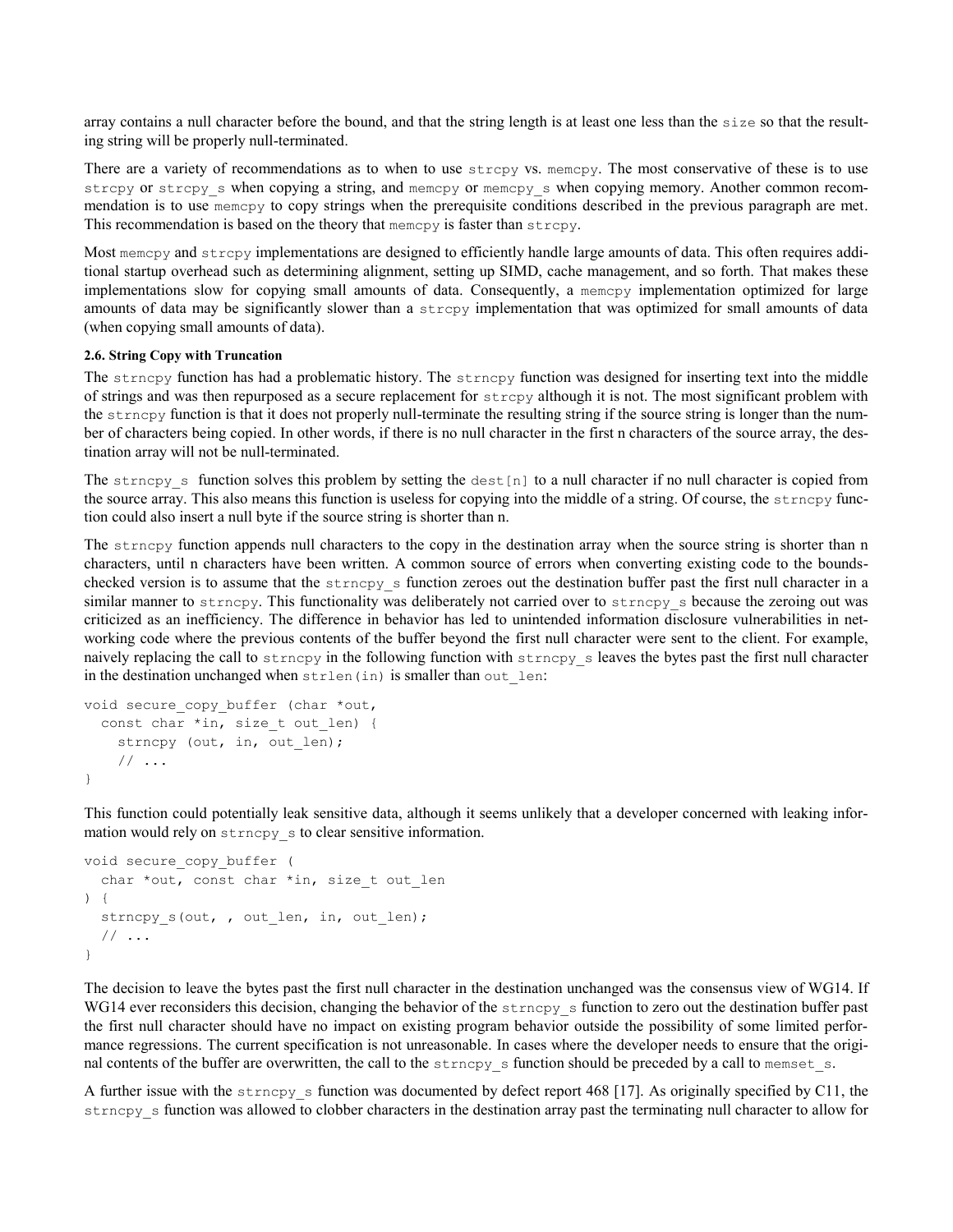array contains a null character before the bound, and that the string length is at least one less than the `size` so that the resulting string will be properly null-terminated.

There are a variety of recommendations as to when to use `strcpy` vs. `memcpy`. The most conservative of these is to use `strcpy` or `strcpy_s` when copying a string, and `memcpy` or `memcpy_s` when copying memory. Another common recommendation is to use `memcpy` to copy strings when the prerequisite conditions described in the previous paragraph are met. This recommendation is based on the theory that `memcpy` is faster than `strcpy`.

Most `memcpy` and `strcpy` implementations are designed to efficiently handle large amounts of data. This often requires additional startup overhead such as determining alignment, setting up SIMD, cache management, and so forth. That makes these implementations slow for copying small amounts of data. Consequently, a `memcpy` implementation optimized for large amounts of data may be significantly slower than a `strcpy` implementation that was optimized for small amounts of data (when copying small amounts of data).

#### 2.6. String Copy with Truncation

The `strncpy` function has had a problematic history. The `strncpy` function was designed for inserting text into the middle of strings and was then repurposed as a secure replacement for `strcpy` although it is not. The most significant problem with the `strncpy` function is that it does not properly null-terminate the resulting string if the source string is longer than the number of characters being copied. In other words, if there is no null character in the first n characters of the source array, the destination array will not be null-terminated.

The `strncpy_s` function solves this problem by setting the `dest[n]` to a null character if no null character is copied from the source array. This also means this function is useless for copying into the middle of a string. Of course, the `strncpy` function could also insert a null byte if the source string is shorter than n.

The `strncpy` function appends null characters to the copy in the destination array when the source string is shorter than n characters, until n characters have been written. A common source of errors when converting existing code to the bounds-checked version is to assume that the `strncpy_s` function zeroes out the destination buffer past the first null character in a similar manner to `strncpy`. This functionality was deliberately not carried over to `strncpy_s` because the zeroing out was criticized as an inefficiency. The difference in behavior has led to unintended information disclosure vulnerabilities in networking code where the previous contents of the buffer beyond the first null character were sent to the client. For example, naively replacing the call to `strncpy` in the following function with `strncpy_s` leaves the bytes past the first null character in the destination unchanged when `strlen(in)` is smaller than `out_len`:

```
void secure_copy_buffer (char *out,
  const char *in, size_t out_len) {
    strncpy (out, in, out_len);
    // ...
}
```

This function could potentially leak sensitive data, although it seems unlikely that a developer concerned with leaking information would rely on `strncpy_s` to clear sensitive information.

```
void secure_copy_buffer (
  char *out, const char *in, size_t out_len
) {
  strncpy_s(out, , out_len, in, out_len);
  // ...
}
```

The decision to leave the bytes past the first null character in the destination unchanged was the consensus view of WG14. If WG14 ever reconsiders this decision, changing the behavior of the `strncpy_s` function to zero out the destination buffer past the first null character should have no impact on existing program behavior outside the possibility of some limited performance regressions. The current specification is not unreasonable. In cases where the developer needs to ensure that the original contents of the buffer are overwritten, the call to the `strncpy_s` function should be preceded by a call to `memset_s`.

A further issue with the `strncpy_s` function was documented by defect report 468 [17]. As originally specified by C11, the `strncpy_s` function was allowed to clobber characters in the destination array past the terminating null character to allow for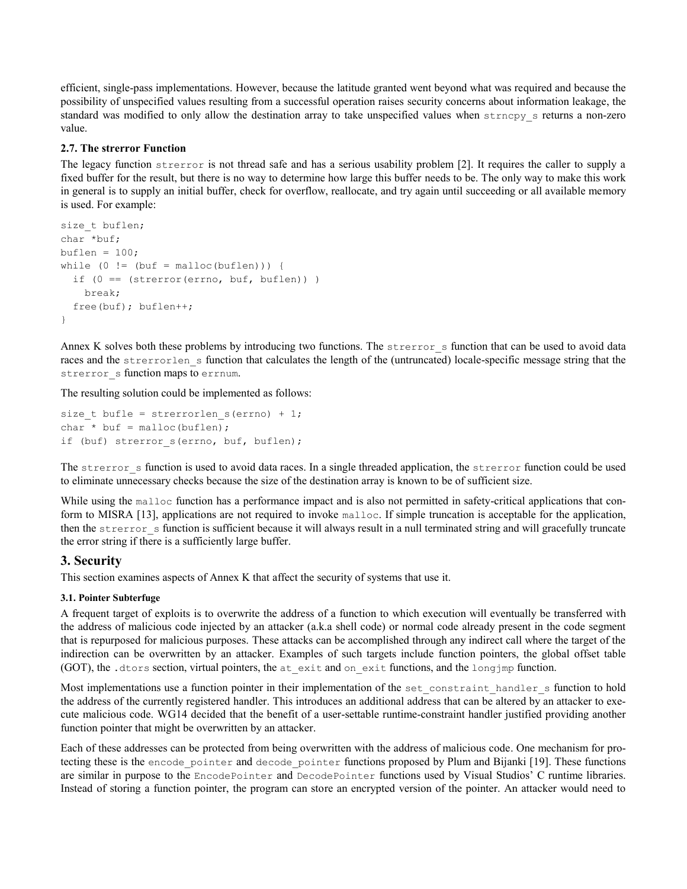efficient, single-pass implementations. However, because the latitude granted went beyond what was required and because the possibility of unspecified values resulting from a successful operation raises security concerns about information leakage, the standard was modified to only allow the destination array to take unspecified values when `strncpy_s` returns a non-zero value.

#### 2.7. The strerror Function

The legacy function `strerror` is not thread safe and has a serious usability problem [2]. It requires the caller to supply a fixed buffer for the result, but there is no way to determine how large this buffer needs to be. The only way to make this work in general is to supply an initial buffer, check for overflow, reallocate, and try again until succeeding or all available memory is used. For example:

```
size_t buflen;
char *buf;
buflen = 100;
while (0 != (buf = malloc(buflen))) {
  if (0 == (strerror(errno, buf, buflen)) )
    break;
  free(buf); buflen++;
}
```

Annex K solves both these problems by introducing two functions. The `strerror_s` function that can be used to avoid data races and the `strerrorlen_s` function that calculates the length of the (untruncated) locale-specific message string that the `strerror_s` function maps to `errnum`.

The resulting solution could be implemented as follows:

```
size_t bufle = strerrorlen_s(errno) + 1;
char * buf = malloc(buflen);
if (buf) strerror_s(errno, buf, buflen);
```

The `strerror_s` function is used to avoid data races. In a single threaded application, the `strerror` function could be used to eliminate unnecessary checks because the size of the destination array is known to be of sufficient size.

While using the `malloc` function has a performance impact and is also not permitted in safety-critical applications that conform to MISRA [13], applications are not required to invoke `malloc`. If simple truncation is acceptable for the application, then the `strerror_s` function is sufficient because it will always result in a null terminated string and will gracefully truncate the error string if there is a sufficiently large buffer.

## 3. Security

This section examines aspects of Annex K that affect the security of systems that use it.

#### 3.1. Pointer Subterfuge

A frequent target of exploits is to overwrite the address of a function to which execution will eventually be transferred with the address of malicious code injected by an attacker (a.k.a shell code) or normal code already present in the code segment that is repurposed for malicious purposes. These attacks can be accomplished through any indirect call where the target of the indirection can be overwritten by an attacker. Examples of such targets include function pointers, the global offset table (GOT), the `.dtors` section, virtual pointers, the `at_exit` and `on_exit` functions, and the `longjmp` function.

Most implementations use a function pointer in their implementation of the `set_constraint_handler_s` function to hold the address of the currently registered handler. This introduces an additional address that can be altered by an attacker to execute malicious code. WG14 decided that the benefit of a user-settable runtime-constraint handler justified providing another function pointer that might be overwritten by an attacker.

Each of these addresses can be protected from being overwritten with the address of malicious code. One mechanism for protecting these is the `encode_pointer` and `decode_pointer` functions proposed by Plum and Bijanki [19]. These functions are similar in purpose to the `EncodePointer` and `DecodePointer` functions used by Visual Studios' C runtime libraries. Instead of storing a function pointer, the program can store an encrypted version of the pointer. An attacker would need to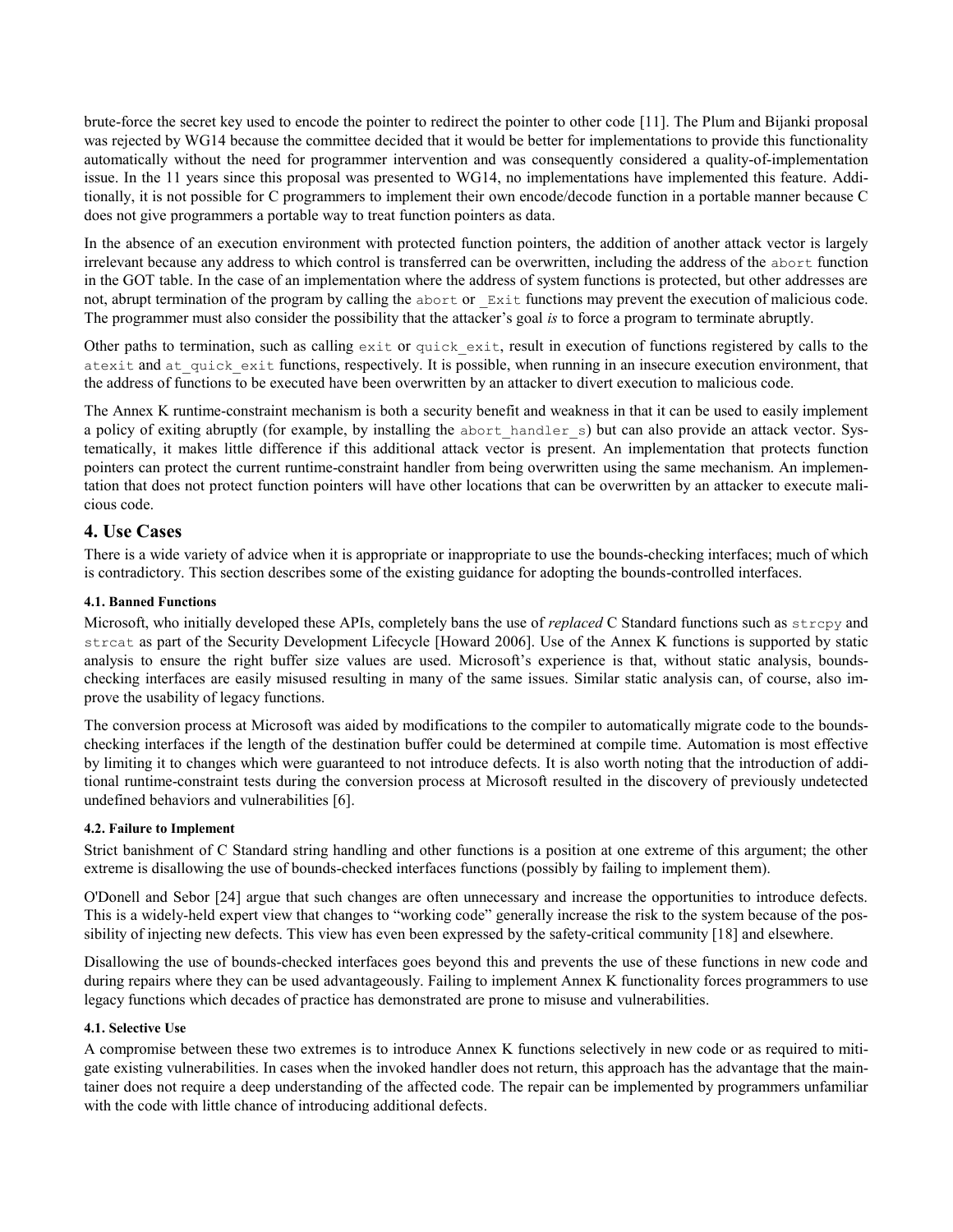brute-force the secret key used to encode the pointer to redirect the pointer to other code [11]. The Plum and Bijanki proposal was rejected by WG14 because the committee decided that it would be better for implementations to provide this functionality automatically without the need for programmer intervention and was consequently considered a quality-of-implementation issue. In the 11 years since this proposal was presented to WG14, no implementations have implemented this feature. Additionally, it is not possible for C programmers to implement their own encode/decode function in a portable manner because C does not give programmers a portable way to treat function pointers as data.

In the absence of an execution environment with protected function pointers, the addition of another attack vector is largely irrelevant because any address to which control is transferred can be overwritten, including the address of the `abort` function in the GOT table. In the case of an implementation where the address of system functions is protected, but other addresses are not, abrupt termination of the program by calling the `abort` or `_Exit` functions may prevent the execution of malicious code. The programmer must also consider the possibility that the attacker's goal *is* to force a program to terminate abruptly.

Other paths to termination, such as calling `exit` or `quick_exit`, result in execution of functions registered by calls to the `atexit` and `at_quick_exit` functions, respectively. It is possible, when running in an insecure execution environment, that the address of functions to be executed have been overwritten by an attacker to divert execution to malicious code.

The Annex K runtime-constraint mechanism is both a security benefit and weakness in that it can be used to easily implement a policy of exiting abruptly (for example, by installing the `abort_handler_s`) but can also provide an attack vector. Systematically, it makes little difference if this additional attack vector is present. An implementation that protects function pointers can protect the current runtime-constraint handler from being overwritten using the same mechanism. An implementation that does not protect function pointers will have other locations that can be overwritten by an attacker to execute malicious code.

## 4. Use Cases

There is a wide variety of advice when it is appropriate or inappropriate to use the bounds-checking interfaces; much of which is contradictory. This section describes some of the existing guidance for adopting the bounds-controlled interfaces.

#### 4.1. Banned Functions

Microsoft, who initially developed these APIs, completely bans the use of *replaced* C Standard functions such as `strcpy` and `strcat` as part of the Security Development Lifecycle [Howard 2006]. Use of the Annex K functions is supported by static analysis to ensure the right buffer size values are used. Microsoft's experience is that, without static analysis, bounds-checking interfaces are easily misused resulting in many of the same issues. Similar static analysis can, of course, also improve the usability of legacy functions.

The conversion process at Microsoft was aided by modifications to the compiler to automatically migrate code to the bounds-checking interfaces if the length of the destination buffer could be determined at compile time. Automation is most effective by limiting it to changes which were guaranteed to not introduce defects. It is also worth noting that the introduction of additional runtime-constraint tests during the conversion process at Microsoft resulted in the discovery of previously undetected undefined behaviors and vulnerabilities [6].

#### 4.2. Failure to Implement

Strict banishment of C Standard string handling and other functions is a position at one extreme of this argument; the other extreme is disallowing the use of bounds-checked interfaces functions (possibly by failing to implement them).

O'Donell and Sebor [24] argue that such changes are often unnecessary and increase the opportunities to introduce defects. This is a widely-held expert view that changes to "working code" generally increase the risk to the system because of the possibility of injecting new defects. This view has even been expressed by the safety-critical community [18] and elsewhere.

Disallowing the use of bounds-checked interfaces goes beyond this and prevents the use of these functions in new code and during repairs where they can be used advantageously. Failing to implement Annex K functionality forces programmers to use legacy functions which decades of practice has demonstrated are prone to misuse and vulnerabilities.

#### 4.1. Selective Use

A compromise between these two extremes is to introduce Annex K functions selectively in new code or as required to mitigate existing vulnerabilities. In cases when the invoked handler does not return, this approach has the advantage that the maintainer does not require a deep understanding of the affected code. The repair can be implemented by programmers unfamiliar with the code with little chance of introducing additional defects.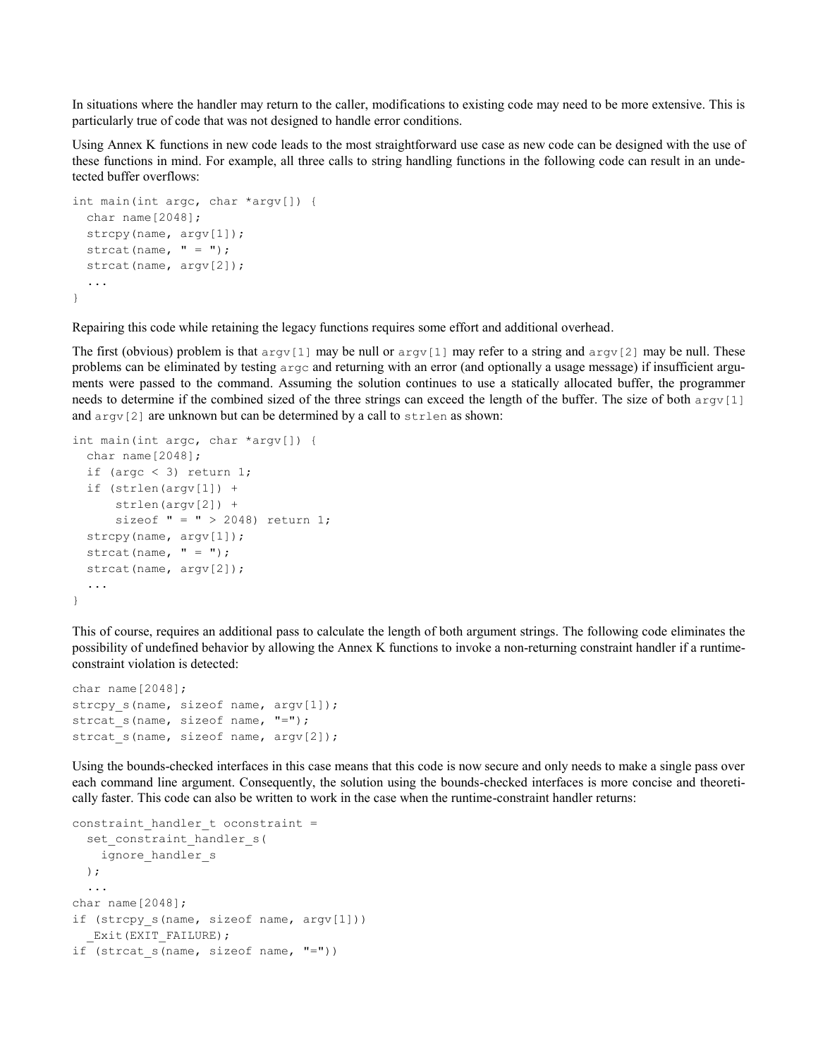In situations where the handler may return to the caller, modifications to existing code may need to be more extensive. This is particularly true of code that was not designed to handle error conditions.

Using Annex K functions in new code leads to the most straightforward use case as new code can be designed with the use of these functions in mind. For example, all three calls to string handling functions in the following code can result in an undetected buffer overflows:

```
int main(int argc, char *argv[]) {
  char name[2048];
  strcpy(name, argv[1]);
  strcat(name, " = ");
  strcat(name, argv[2]);
  ...
}
```

Repairing this code while retaining the legacy functions requires some effort and additional overhead.

The first (obvious) problem is that `argv[1]` may be null or `argv[1]` may refer to a string and `argv[2]` may be null. These problems can be eliminated by testing `argc` and returning with an error (and optionally a usage message) if insufficient arguments were passed to the command. Assuming the solution continues to use a statically allocated buffer, the programmer needs to determine if the combined sized of the three strings can exceed the length of the buffer. The size of both `argv[1]` and `argv[2]` are unknown but can be determined by a call to `strlen` as shown:

```
int main(int argc, char *argv[]) {
  char name[2048];
  if (argc < 3) return 1;
  if (strlen(argv[1]) +
      strlen(argv[2]) +
      sizeof " = " > 2048) return 1;
  strcpy(name, argv[1]);
  strcat(name, " = ");
  strcat(name, argv[2]);
  ...
}
```

This of course, requires an additional pass to calculate the length of both argument strings. The following code eliminates the possibility of undefined behavior by allowing the Annex K functions to invoke a non-returning constraint handler if a runtime-constraint violation is detected:

```
char name[2048];
strcpy_s(name, sizeof name, argv[1]);
strcat_s(name, sizeof name, "=");
strcat_s(name, sizeof name, argv[2]);
```

Using the bounds-checked interfaces in this case means that this code is now secure and only needs to make a single pass over each command line argument. Consequently, the solution using the bounds-checked interfaces is more concise and theoretically faster. This code can also be written to work in the case when the runtime-constraint handler returns:

```
constraint_handler_t oconstraint =
  set_constraint_handler_s(
    ignore_handler_s
  );
  ...
char name[2048];
if (strcpy_s(name, sizeof name, argv[1]))
  _Exit(EXIT_FAILURE);
if (strcat_s(name, sizeof name, "="))
```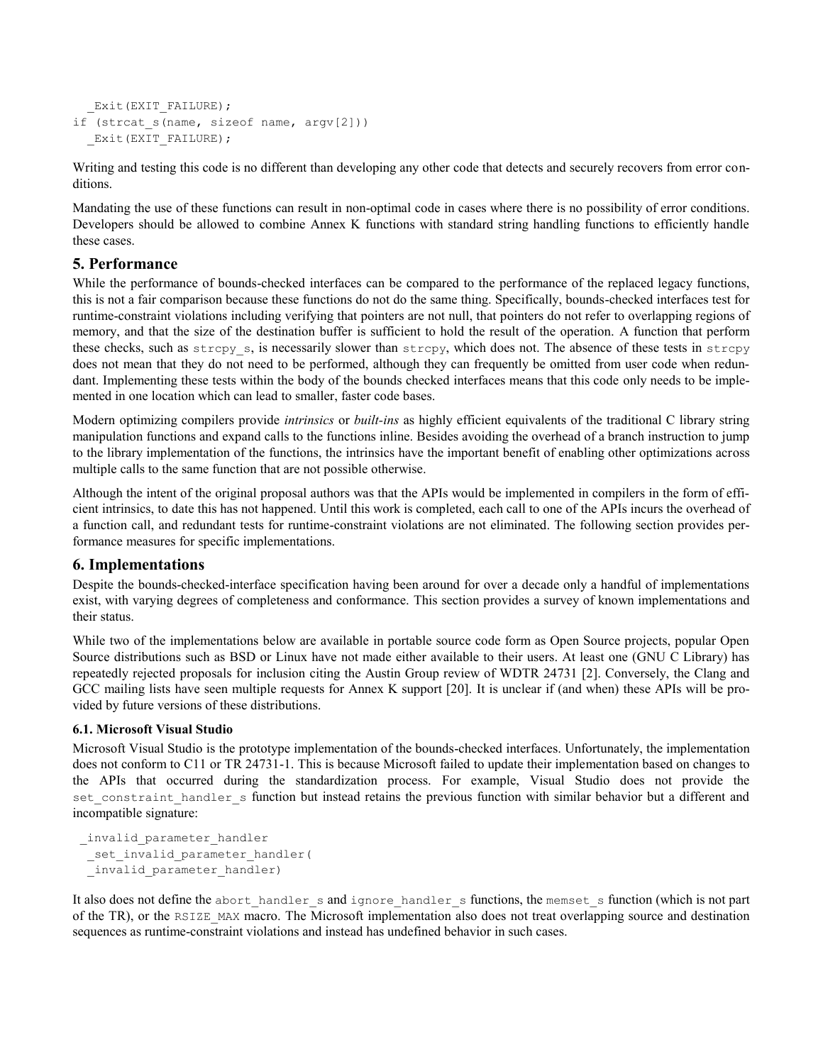```
  _Exit(EXIT_FAILURE);
if (strcat_s(name, sizeof name, argv[2]))
  _Exit(EXIT_FAILURE);
```

Writing and testing this code is no different than developing any other code that detects and securely recovers from error conditions.

Mandating the use of these functions can result in non-optimal code in cases where there is no possibility of error conditions. Developers should be allowed to combine Annex K functions with standard string handling functions to efficiently handle these cases.

## 5. Performance

While the performance of bounds-checked interfaces can be compared to the performance of the replaced legacy functions, this is not a fair comparison because these functions do not do the same thing. Specifically, bounds-checked interfaces test for runtime-constraint violations including verifying that pointers are not null, that pointers do not refer to overlapping regions of memory, and that the size of the destination buffer is sufficient to hold the result of the operation. A function that perform these checks, such as `strcpy_s`, is necessarily slower than `strcpy`, which does not. The absence of these tests in `strcpy` does not mean that they do not need to be performed, although they can frequently be omitted from user code when redundant. Implementing these tests within the body of the bounds checked interfaces means that this code only needs to be implemented in one location which can lead to smaller, faster code bases.

Modern optimizing compilers provide *intrinsics* or *built-ins* as highly efficient equivalents of the traditional C library string manipulation functions and expand calls to the functions inline. Besides avoiding the overhead of a branch instruction to jump to the library implementation of the functions, the intrinsics have the important benefit of enabling other optimizations across multiple calls to the same function that are not possible otherwise.

Although the intent of the original proposal authors was that the APIs would be implemented in compilers in the form of efficient intrinsics, to date this has not happened. Until this work is completed, each call to one of the APIs incurs the overhead of a function call, and redundant tests for runtime-constraint violations are not eliminated. The following section provides performance measures for specific implementations.

## 6. Implementations

Despite the bounds-checked-interface specification having been around for over a decade only a handful of implementations exist, with varying degrees of completeness and conformance. This section provides a survey of known implementations and their status.

While two of the implementations below are available in portable source code form as Open Source projects, popular Open Source distributions such as BSD or Linux have not made either available to their users. At least one (GNU C Library) has repeatedly rejected proposals for inclusion citing the Austin Group review of WDTR 24731 [2]. Conversely, the Clang and GCC mailing lists have seen multiple requests for Annex K support [20]. It is unclear if (and when) these APIs will be provided by future versions of these distributions.

### 6.1. Microsoft Visual Studio

Microsoft Visual Studio is the prototype implementation of the bounds-checked interfaces. Unfortunately, the implementation does not conform to C11 or TR 24731-1. This is because Microsoft failed to update their implementation based on changes to the APIs that occurred during the standardization process. For example, Visual Studio does not provide the `set_constraint_handler_s` function but instead retains the previous function with similar behavior but a different and incompatible signature:

```
_invalid_parameter_handler
  _set_invalid_parameter_handler(
  _invalid_parameter_handler)
```

It also does not define the `abort_handler_s` and `ignore_handler_s` functions, the `memset_s` function (which is not part of the TR), or the `RSIZE_MAX` macro. The Microsoft implementation also does not treat overlapping source and destination sequences as runtime-constraint violations and instead has undefined behavior in such cases.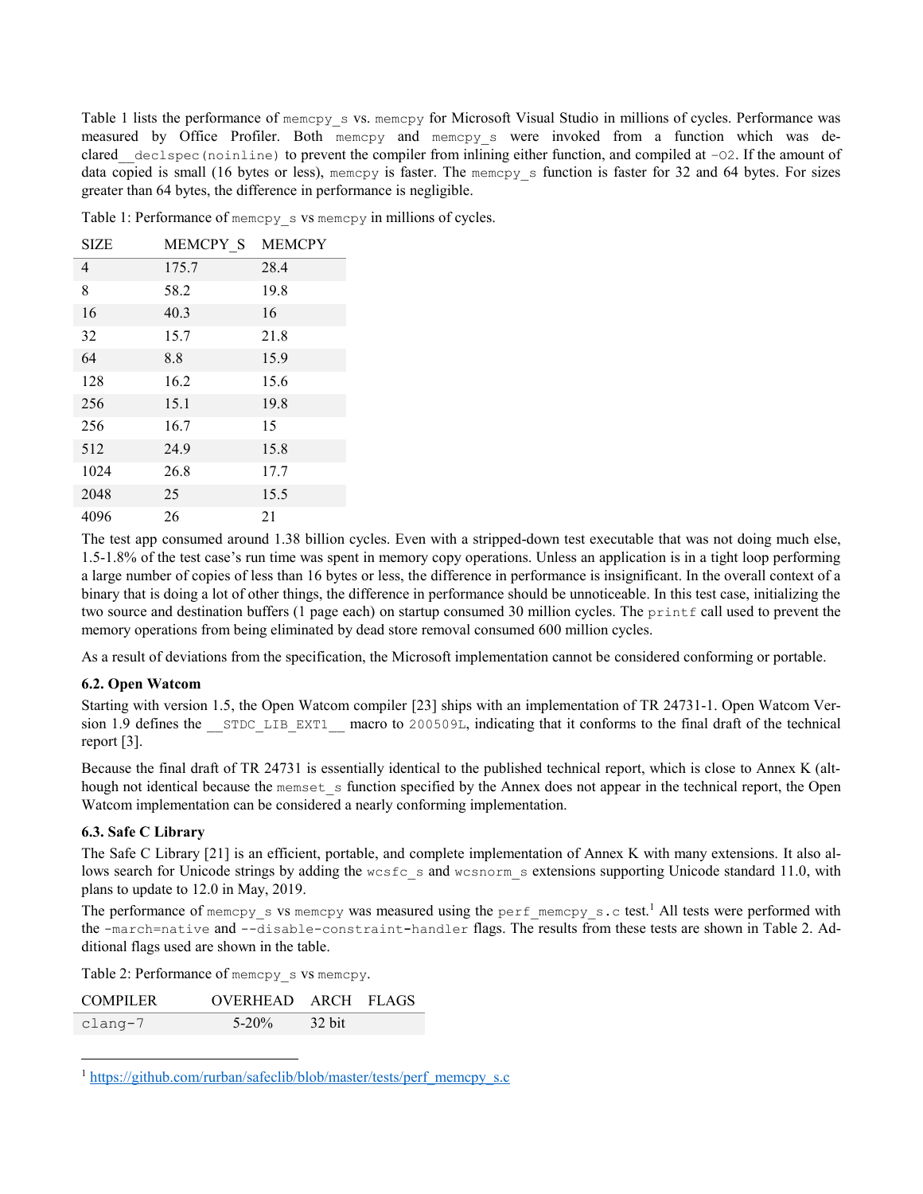Table 1 lists the performance of `memcpy_s` vs. `memcpy` for Microsoft Visual Studio in millions of cycles. Performance was measured by Office Profiler. Both `memcpy` and `memcpy_s` were invoked from a function which was declared `__declspec(noinline)` to prevent the compiler from inlining either function, and compiled at `-O2`. If the amount of data copied is small (16 bytes or less), `memcpy` is faster. The `memcpy_s` function is faster for 32 and 64 bytes. For sizes greater than 64 bytes, the difference in performance is negligible.

Table 1: Performance of `memcpy_s` vs `memcpy` in millions of cycles.

| SIZE | MEMCPY_S | MEMCPY |
|---|---|---|
| 4 | 175.7 | 28.4 |
| 8 | 58.2 | 19.8 |
| 16 | 40.3 | 16 |
| 32 | 15.7 | 21.8 |
| 64 | 8.8 | 15.9 |
| 128 | 16.2 | 15.6 |
| 256 | 15.1 | 19.8 |
| 256 | 16.7 | 15 |
| 512 | 24.9 | 15.8 |
| 1024 | 26.8 | 17.7 |
| 2048 | 25 | 15.5 |
| 4096 | 26 | 21 |

The test app consumed around 1.38 billion cycles. Even with a stripped-down test executable that was not doing much else, 1.5-1.8% of the test case's run time was spent in memory copy operations. Unless an application is in a tight loop performing a large number of copies of less than 16 bytes or less, the difference in performance is insignificant. In the overall context of a binary that is doing a lot of other things, the difference in performance should be unnoticeable. In this test case, initializing the two source and destination buffers (1 page each) on startup consumed 30 million cycles. The `printf` call used to prevent the memory operations from being eliminated by dead store removal consumed 600 million cycles.

As a result of deviations from the specification, the Microsoft implementation cannot be considered conforming or portable.

### 6.2. Open Watcom

Starting with version 1.5, the Open Watcom compiler [23] ships with an implementation of TR 24731-1. Open Watcom Version 1.9 defines the `__STDC_LIB_EXT1__` macro to `200509L`, indicating that it conforms to the final draft of the technical report [3].

Because the final draft of TR 24731 is essentially identical to the published technical report, which is close to Annex K (although not identical because the `memset_s` function specified by the Annex does not appear in the technical report, the Open Watcom implementation can be considered a nearly conforming implementation.

### 6.3. Safe C Library

The Safe C Library [21] is an efficient, portable, and complete implementation of Annex K with many extensions. It also allows search for Unicode strings by adding the `wcsfc_s` and `wcsnorm_s` extensions supporting Unicode standard 11.0, with plans to update to 12.0 in May, 2019.

The performance of `memcpy_s` vs `memcpy` was measured using the `perf_memcpy_s.c` test.[1] All tests were performed with the `-march=native` and `--disable-constraint-handler` flags. The results from these tests are shown in Table 2. Additional flags used are shown in the table.

Table 2: Performance of `memcpy_s` vs `memcpy`.

| COMPILER | OVERHEAD | ARCH | FLAGS |
|---|---|---|---|
| `clang-7` | 5-20% | 32 bit | |

[1] https://github.com/rurban/safeclib/blob/master/tests/perf_memcpy_s.c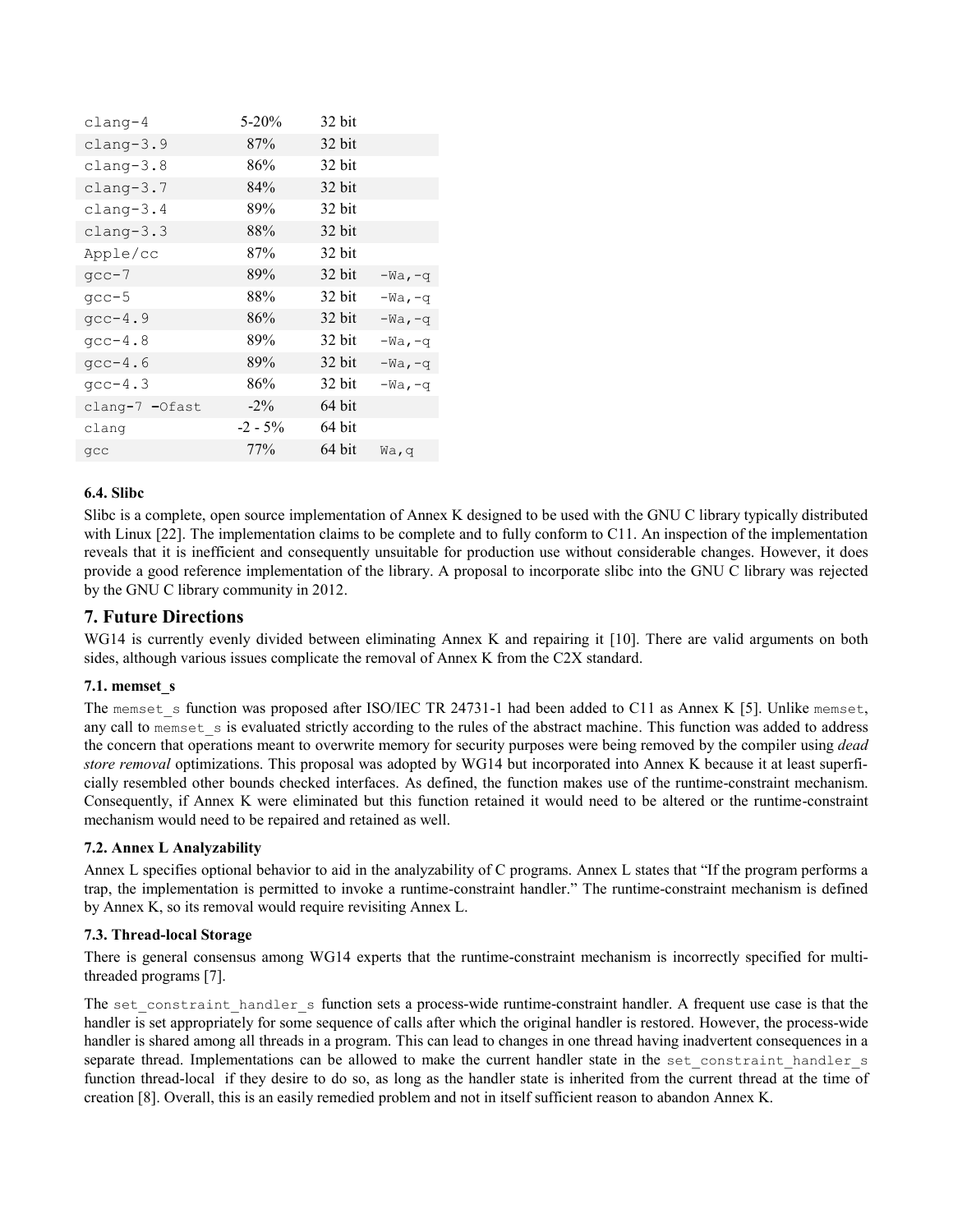| | | | |
|---|---|---|---|
| clang-4 | 5-20% | 32 bit | |
| clang-3.9 | 87% | 32 bit | |
| clang-3.8 | 86% | 32 bit | |
| clang-3.7 | 84% | 32 bit | |
| clang-3.4 | 89% | 32 bit | |
| clang-3.3 | 88% | 32 bit | |
| Apple/cc | 87% | 32 bit | |
| gcc-7 | 89% | 32 bit | -Wa,-q |
| gcc-5 | 88% | 32 bit | -Wa,-q |
| gcc-4.9 | 86% | 32 bit | -Wa,-q |
| gcc-4.8 | 89% | 32 bit | -Wa,-q |
| gcc-4.6 | 89% | 32 bit | -Wa,-q |
| gcc-4.3 | 86% | 32 bit | -Wa,-q |
| clang-7 -Ofast | -2% | 64 bit | |
| clang | -2 - 5% | 64 bit | |
| gcc | 77% | 64 bit | Wa,q |

### 6.4. Slibc

Slibc is a complete, open source implementation of Annex K designed to be used with the GNU C library typically distributed with Linux [22]. The implementation claims to be complete and to fully conform to C11. An inspection of the implementation reveals that it is inefficient and consequently unsuitable for production use without considerable changes. However, it does provide a good reference implementation of the library. A proposal to incorporate slibc into the GNU C library was rejected by the GNU C library community in 2012.

## 7. Future Directions

WG14 is currently evenly divided between eliminating Annex K and repairing it [10]. There are valid arguments on both sides, although various issues complicate the removal of Annex K from the C2X standard.

### 7.1. memset_s

The `memset_s` function was proposed after ISO/IEC TR 24731-1 had been added to C11 as Annex K [5]. Unlike `memset`, any call to `memset_s` is evaluated strictly according to the rules of the abstract machine. This function was added to address the concern that operations meant to overwrite memory for security purposes were being removed by the compiler using *dead store removal* optimizations. This proposal was adopted by WG14 but incorporated into Annex K because it at least superficially resembled other bounds checked interfaces. As defined, the function makes use of the runtime-constraint mechanism. Consequently, if Annex K were eliminated but this function retained it would need to be altered or the runtime-constraint mechanism would need to be repaired and retained as well.

### 7.2. Annex L Analyzability

Annex L specifies optional behavior to aid in the analyzability of C programs. Annex L states that "If the program performs a trap, the implementation is permitted to invoke a runtime-constraint handler." The runtime-constraint mechanism is defined by Annex K, so its removal would require revisiting Annex L.

### 7.3. Thread-local Storage

There is general consensus among WG14 experts that the runtime-constraint mechanism is incorrectly specified for multi-threaded programs [7].

The `set_constraint_handler_s` function sets a process-wide runtime-constraint handler. A frequent use case is that the handler is set appropriately for some sequence of calls after which the original handler is restored. However, the process-wide handler is shared among all threads in a program. This can lead to changes in one thread having inadvertent consequences in a separate thread. Implementations can be allowed to make the current handler state in the `set_constraint_handler_s` function thread-local if they desire to do so, as long as the handler state is inherited from the current thread at the time of creation [8]. Overall, this is an easily remedied problem and not in itself sufficient reason to abandon Annex K.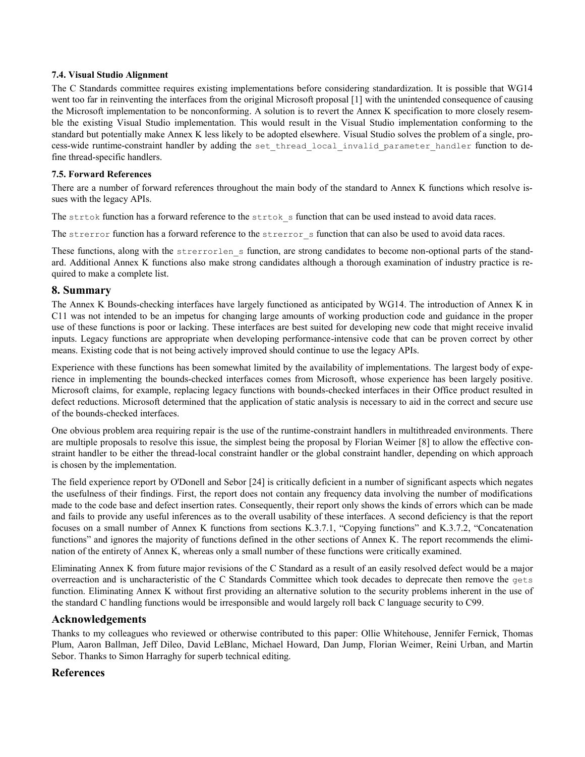#### 7.4. Visual Studio Alignment

The C Standards committee requires existing implementations before considering standardization. It is possible that WG14 went too far in reinventing the interfaces from the original Microsoft proposal [1] with the unintended consequence of causing the Microsoft implementation to be nonconforming. A solution is to revert the Annex K specification to more closely resemble the existing Visual Studio implementation. This would result in the Visual Studio implementation conforming to the standard but potentially make Annex K less likely to be adopted elsewhere. Visual Studio solves the problem of a single, process-wide runtime-constraint handler by adding the `set_thread_local_invalid_parameter_handler` function to define thread-specific handlers.

#### 7.5. Forward References

There are a number of forward references throughout the main body of the standard to Annex K functions which resolve issues with the legacy APIs.

The `strtok` function has a forward reference to the `strtok_s` function that can be used instead to avoid data races.

The `strerror` function has a forward reference to the `strerror_s` function that can also be used to avoid data races.

These functions, along with the `strerrorlen_s` function, are strong candidates to become non-optional parts of the standard. Additional Annex K functions also make strong candidates although a thorough examination of industry practice is required to make a complete list.

## 8. Summary

The Annex K Bounds-checking interfaces have largely functioned as anticipated by WG14. The introduction of Annex K in C11 was not intended to be an impetus for changing large amounts of working production code and guidance in the proper use of these functions is poor or lacking. These interfaces are best suited for developing new code that might receive invalid inputs. Legacy functions are appropriate when developing performance-intensive code that can be proven correct by other means. Existing code that is not being actively improved should continue to use the legacy APIs.

Experience with these functions has been somewhat limited by the availability of implementations. The largest body of experience in implementing the bounds-checked interfaces comes from Microsoft, whose experience has been largely positive. Microsoft claims, for example, replacing legacy functions with bounds-checked interfaces in their Office product resulted in defect reductions. Microsoft determined that the application of static analysis is necessary to aid in the correct and secure use of the bounds-checked interfaces.

One obvious problem area requiring repair is the use of the runtime-constraint handlers in multithreaded environments. There are multiple proposals to resolve this issue, the simplest being the proposal by Florian Weimer [8] to allow the effective constraint handler to be either the thread-local constraint handler or the global constraint handler, depending on which approach is chosen by the implementation.

The field experience report by O'Donell and Sebor [24] is critically deficient in a number of significant aspects which negates the usefulness of their findings. First, the report does not contain any frequency data involving the number of modifications made to the code base and defect insertion rates. Consequently, their report only shows the kinds of errors which can be made and fails to provide any useful inferences as to the overall usability of these interfaces. A second deficiency is that the report focuses on a small number of Annex K functions from sections K.3.7.1, "Copying functions" and K.3.7.2, "Concatenation functions" and ignores the majority of functions defined in the other sections of Annex K. The report recommends the elimination of the entirety of Annex K, whereas only a small number of these functions were critically examined.

Eliminating Annex K from future major revisions of the C Standard as a result of an easily resolved defect would be a major overreaction and is uncharacteristic of the C Standards Committee which took decades to deprecate then remove the `gets` function. Eliminating Annex K without first providing an alternative solution to the security problems inherent in the use of the standard C handling functions would be irresponsible and would largely roll back C language security to C99.

## Acknowledgements

Thanks to my colleagues who reviewed or otherwise contributed to this paper: Ollie Whitehouse, Jennifer Fernick, Thomas Plum, Aaron Ballman, Jeff Dileo, David LeBlanc, Michael Howard, Dan Jump, Florian Weimer, Reini Urban, and Martin Sebor. Thanks to Simon Harraghy for superb technical editing.

## References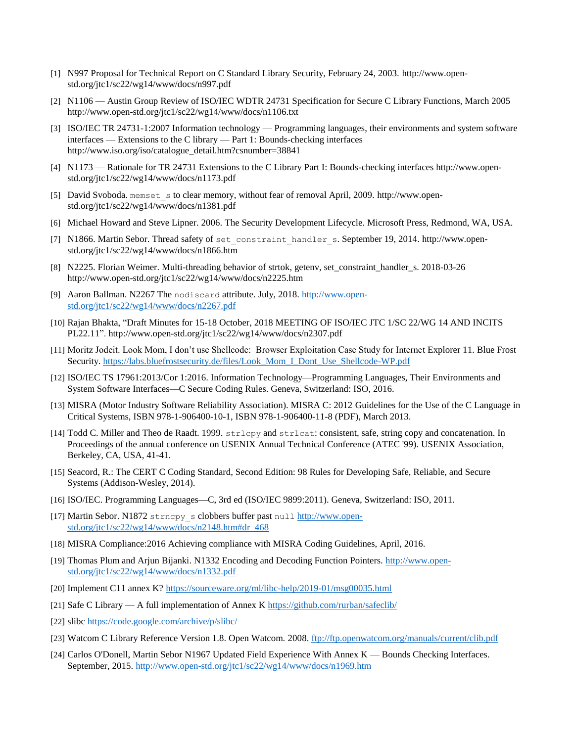[1] N997 Proposal for Technical Report on C Standard Library Security, February 24, 2003. http://www.open-std.org/jtc1/sc22/wg14/www/docs/n997.pdf

[2] N1106 — Austin Group Review of ISO/IEC WDTR 24731 Specification for Secure C Library Functions, March 2005 http://www.open-std.org/jtc1/sc22/wg14/www/docs/n1106.txt

[3] ISO/IEC TR 24731-1:2007 Information technology — Programming languages, their environments and system software interfaces — Extensions to the C library — Part 1: Bounds-checking interfaces http://www.iso.org/iso/catalogue_detail.htm?csnumber=38841

[4] N1173 — Rationale for TR 24731 Extensions to the C Library Part I: Bounds-checking interfaces http://www.open-std.org/jtc1/sc22/wg14/www/docs/n1173.pdf

[5] David Svoboda. `memset_s` to clear memory, without fear of removal April, 2009. http://www.open-std.org/jtc1/sc22/wg14/www/docs/n1381.pdf

[6] Michael Howard and Steve Lipner. 2006. The Security Development Lifecycle. Microsoft Press, Redmond, WA, USA.

[7] N1866. Martin Sebor. Thread safety of `set_constraint_handler_s`. September 19, 2014. http://www.open-std.org/jtc1/sc22/wg14/www/docs/n1866.htm

[8] N2225. Florian Weimer. Multi-threading behavior of strtok, getenv, set_constraint_handler_s. 2018-03-26 http://www.open-std.org/jtc1/sc22/wg14/www/docs/n2225.htm

[9] Aaron Ballman. N2267 The `nodiscard` attribute. July, 2018. http://www.open-std.org/jtc1/sc22/wg14/www/docs/n2267.pdf

[10] Rajan Bhakta, "Draft Minutes for 15-18 October, 2018 MEETING OF ISO/IEC JTC 1/SC 22/WG 14 AND INCITS PL22.11". http://www.open-std.org/jtc1/sc22/wg14/www/docs/n2307.pdf

[11] Moritz Jodeit. Look Mom, I don't use Shellcode: Browser Exploitation Case Study for Internet Explorer 11. Blue Frost Security. https://labs.bluefrostsecurity.de/files/Look_Mom_I_Dont_Use_Shellcode-WP.pdf

[12] ISO/IEC TS 17961:2013/Cor 1:2016. Information Technology—Programming Languages, Their Environments and System Software Interfaces—C Secure Coding Rules. Geneva, Switzerland: ISO, 2016.

[13] MISRA (Motor Industry Software Reliability Association). MISRA C: 2012 Guidelines for the Use of the C Language in Critical Systems, ISBN 978-1-906400-10-1, ISBN 978-1-906400-11-8 (PDF), March 2013.

[14] Todd C. Miller and Theo de Raadt. 1999. `strlcpy` and `strlcat`: consistent, safe, string copy and concatenation. In Proceedings of the annual conference on USENIX Annual Technical Conference (ATEC '99). USENIX Association, Berkeley, CA, USA, 41-41.

[15] Seacord, R.: The CERT C Coding Standard, Second Edition: 98 Rules for Developing Safe, Reliable, and Secure Systems (Addison-Wesley, 2014).

[16] ISO/IEC. Programming Languages—C, 3rd ed (ISO/IEC 9899:2011). Geneva, Switzerland: ISO, 2011.

[17] Martin Sebor. N1872 `strncpy_s` clobbers buffer past `null` http://www.open-std.org/jtc1/sc22/wg14/www/docs/n2148.htm#dr_468

[18] MISRA Compliance:2016 Achieving compliance with MISRA Coding Guidelines, April, 2016.

[19] Thomas Plum and Arjun Bijanki. N1332 Encoding and Decoding Function Pointers. http://www.open-std.org/jtc1/sc22/wg14/www/docs/n1332.pdf

[20] Implement C11 annex K? https://sourceware.org/ml/libc-help/2019-01/msg00035.html

[21] Safe C Library — A full implementation of Annex K https://github.com/rurban/safeclib/

[22] slibc https://code.google.com/archive/p/slibc/

[23] Watcom C Library Reference Version 1.8. Open Watcom. 2008. ftp://ftp.openwatcom.org/manuals/current/clib.pdf

[24] Carlos O'Donell, Martin Sebor N1967 Updated Field Experience With Annex K — Bounds Checking Interfaces. September, 2015. http://www.open-std.org/jtc1/sc22/wg14/www/docs/n1969.htm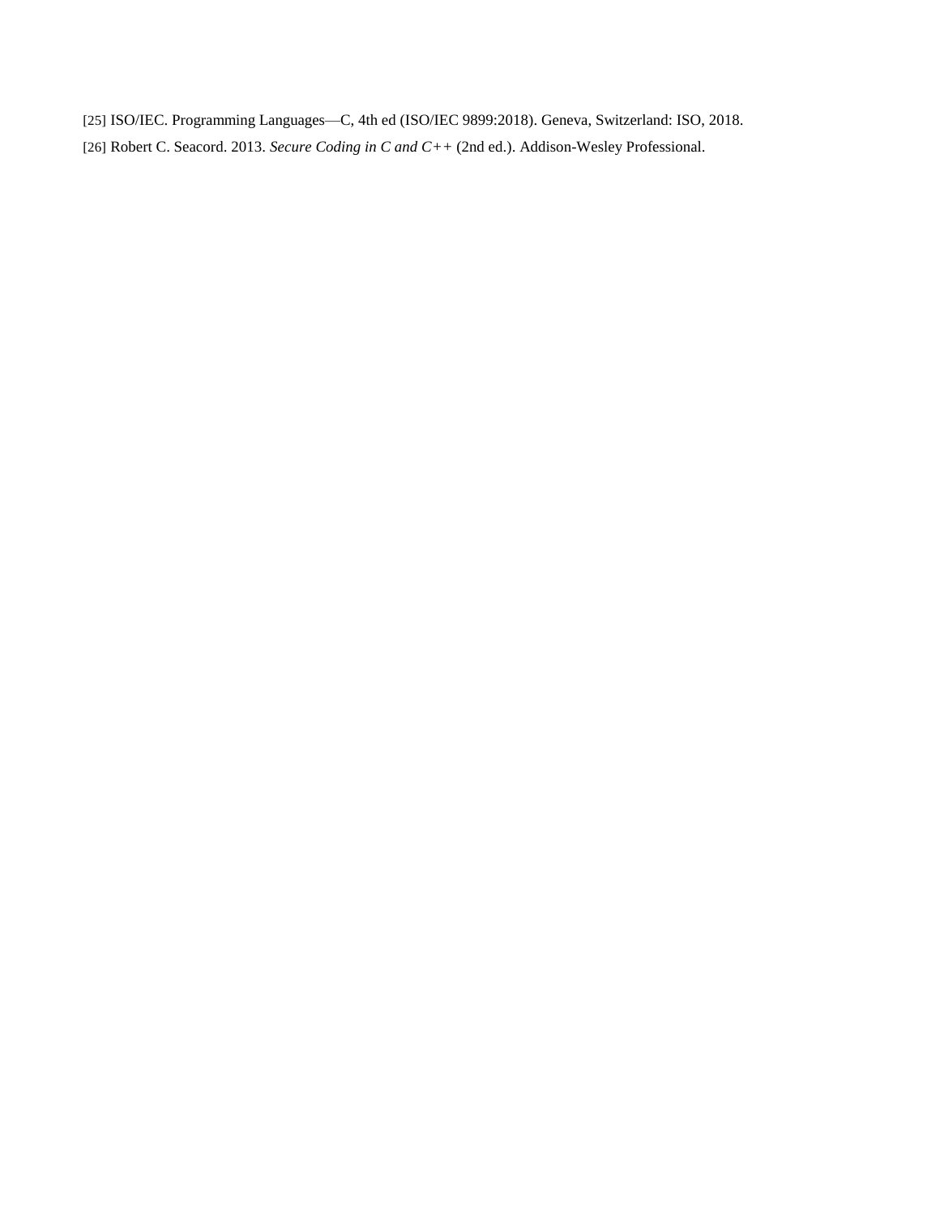[25] ISO/IEC. Programming Languages—C, 4th ed (ISO/IEC 9899:2018). Geneva, Switzerland: ISO, 2018.

[26] Robert C. Seacord. 2013. *Secure Coding in C and C++* (2nd ed.). Addison-Wesley Professional.